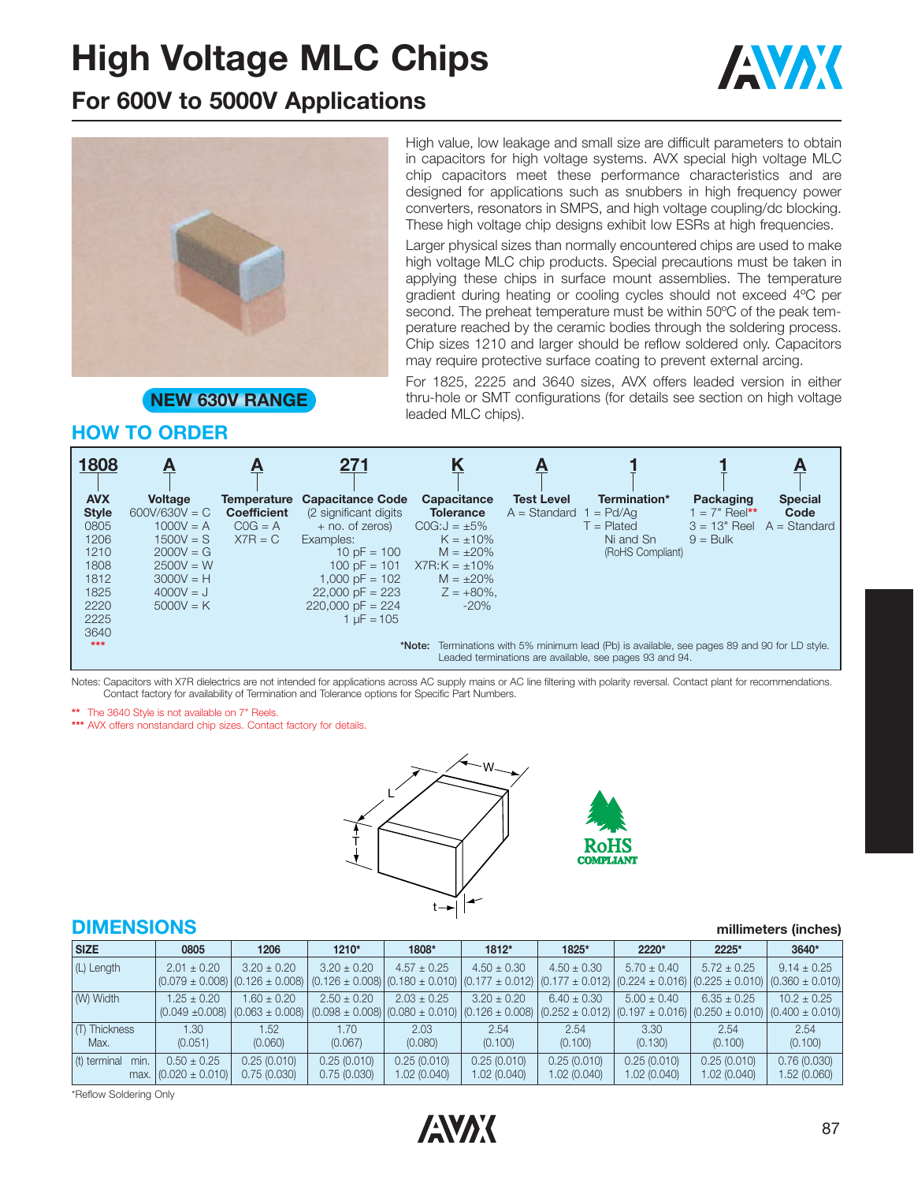# High Voltage MLC Chips

## For 600V to 5000V Applications

**NEW 630V RANGE**

High value, low leakage and small size are difficult parameters to obtain in capacitors for high voltage systems. AVX special high voltage MLC chip capacitors meet these performance characteristics and are designed for applications such as snubbers in high frequency power converters, resonators in SMPS, and high voltage coupling/dc blocking. These high voltage chip designs exhibit low ESRs at high frequencies.

Larger physical sizes than normally encountered chips are used to make high voltage MLC chip products. Special precautions must be taken in applying these chips in surface mount assemblies. The temperature gradient during heating or cooling cycles should not exceed 4ºC per second. The preheat temperature must be within 50ºC of the peak temperature reached by the ceramic bodies through the soldering process. Chip sizes 1210 and larger should be reflow soldered only. Capacitors may require protective surface coating to prevent external arcing.

For 1825, 2225 and 3640 sizes, AVX offers leaded version in either thru-hole or SMT configurations (for details see section on high voltage leaded MLC chips).

## HOW TO ORDER

| 1808 | A | A | 271 | K | A | 1 | 1 | A |
|---|---|---|---|---|---|---|---|---|
| **AVX Style** | **Voltage** | **Temperature Coefficient** | **Capacitance Code** | **Capacitance Tolerance** | **Test Level** | **Termination*** | **Packaging** | **Special Code** |
| 0805<br>1206<br>1210<br>1808<br>1812<br>1825<br>2220<br>2225<br>3640<br>*** | 600V/630V = C<br>1000V = A<br>1500V = S<br>2000V = G<br>2500V = W<br>3000V = H<br>4000V = J<br>5000V = K | C0G = A<br>X7R = C | (2 significant digits + no. of zeros)<br>Examples:<br>10 pF = 100<br>100 pF = 101<br>1,000 pF = 102<br>22,000 pF = 223<br>220,000 pF = 224<br>1 μF = 105 | C0G:J = ±5%<br>K = ±10%<br>M = ±20%<br>X7R:K = ±10%<br>M = ±20%<br>Z = +80%, -20% | A = Standard | 1 = Pd/Ag<br>T = Plated Ni and Sn<br>(RoHS Compliant) | 1 = 7" Reel**<br>3 = 13" Reel<br>9 = Bulk | A = Standard |

***Note:** Terminations with 5% minimum lead (Pb) is available, see pages 89 and 90 for LD style. Leaded terminations are available, see pages 93 and 94.

Notes: Capacitors with X7R dielectrics are not intended for applications across AC supply mains or AC line filtering with polarity reversal. Contact plant for recommendations. Contact factory for availability of Termination and Tolerance options for Specific Part Numbers.

** The 3640 Style is not available on 7" Reels.

*** AVX offers nonstandard chip sizes. Contact factory for details.

RoHS COMPLIANT

## DIMENSIONS

millimeters (inches)

| SIZE | 0805 | 1206 | 1210* | 1808* | 1812* | 1825* | 2220* | 2225* | 3640* |
|---|---|---|---|---|---|---|---|---|---|
| (L) Length | 2.01 ± 0.20<br>(0.079 ± 0.008) | 3.20 ± 0.20<br>(0.126 ± 0.008) | 3.20 ± 0.20<br>(0.126 ± 0.008) | 4.57 ± 0.25<br>(0.180 ± 0.010) | 4.50 ± 0.30<br>(0.177 ± 0.012) | 4.50 ± 0.30<br>(0.177 ± 0.012) | 5.70 ± 0.40<br>(0.224 ± 0.016) | 5.72 ± 0.25<br>(0.225 ± 0.010) | 9.14 ± 0.25<br>(0.360 ± 0.010) |
| (W) Width | 1.25 ± 0.20<br>(0.049 ±0.008) | 1.60 ± 0.20<br>(0.063 ± 0.008) | 2.50 ± 0.20<br>(0.098 ± 0.008) | 2.03 ± 0.25<br>(0.080 ± 0.010) | 3.20 ± 0.20<br>(0.126 ± 0.008) | 6.40 ± 0.30<br>(0.252 ± 0.012) | 5.00 ± 0.40<br>(0.197 ± 0.016) | 6.35 ± 0.25<br>(0.250 ± 0.010) | 10.2 ± 0.25<br>(0.400 ± 0.010) |
| (T) Thickness Max. | 1.30<br>(0.051) | 1.52<br>(0.060) | 1.70<br>(0.067) | 2.03<br>(0.080) | 2.54<br>(0.100) | 2.54<br>(0.100) | 3.30<br>(0.130) | 2.54<br>(0.100) | 2.54<br>(0.100) |
| (t) terminal min.<br>max. | 0.50 ± 0.25<br>(0.020 ± 0.010) | 0.25 (0.010)<br>0.75 (0.030) | 0.25 (0.010)<br>0.75 (0.030) | 0.25 (0.010)<br>1.02 (0.040) | 0.25 (0.010)<br>1.02 (0.040) | 0.25 (0.010)<br>1.02 (0.040) | 0.25 (0.010)<br>1.02 (0.040) | 0.25 (0.010)<br>1.02 (0.040) | 0.76 (0.030)<br>1.52 (0.060) |

*Reflow Soldering Only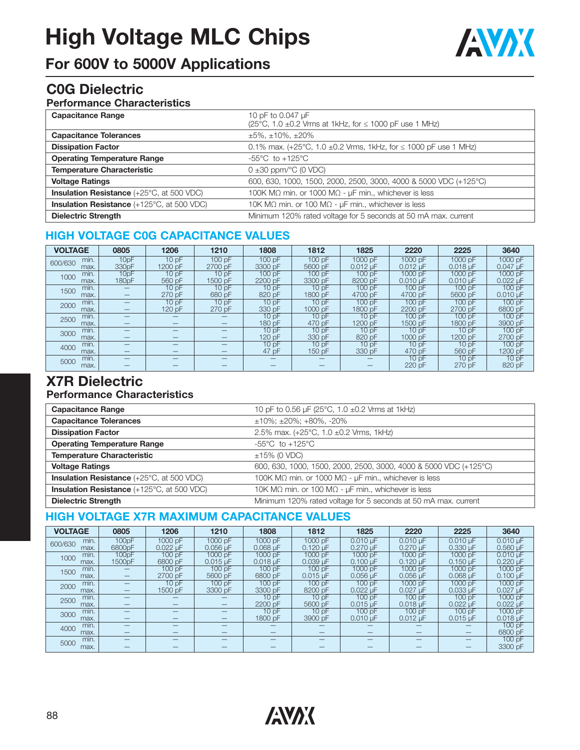# High Voltage MLC Chips

## For 600V to 5000V Applications

## C0G Dielectric

### Performance Characteristics

| | |
|---|---|
| **Capacitance Range** | 10 pF to 0.047 µF (25°C, 1.0 ±0.2 Vrms at 1kHz, for ≤ 1000 pF use 1 MHz) |
| **Capacitance Tolerances** | ±5%, ±10%, ±20% |
| **Dissipation Factor** | 0.1% max. (+25°C, 1.0 ±0.2 Vrms, 1kHz, for ≤ 1000 pF use 1 MHz) |
| **Operating Temperature Range** | -55°C to +125°C |
| **Temperature Characteristic** | 0 ±30 ppm/°C (0 VDC) |
| **Voltage Ratings** | 600, 630, 1000, 1500, 2000, 2500, 3000, 4000 & 5000 VDC (+125°C) |
| **Insulation Resistance** (+25°C, at 500 VDC) | 100K MΩ min. or 1000 MΩ - µF min., whichever is less |
| **Insulation Resistance** (+125°C, at 500 VDC) | 10K MΩ min. or 100 MΩ - µF min., whichever is less |
| **Dielectric Strength** | Minimum 120% rated voltage for 5 seconds at 50 mA max. current |

## HIGH VOLTAGE C0G CAPACITANCE VALUES

| VOLTAGE | | 0805 | 1206 | 1210 | 1808 | 1812 | 1825 | 2220 | 2225 | 3640 |
|---|---|---|---|---|---|---|---|---|---|---|
| 600/630 | min. | 10pF | 10 pF | 100 pF | 100 pF | 100 pF | 1000 pF | 1000 pF | 1000 pF | 1000 pF |
| | max. | 330pF | 1200 pF | 2700 pF | 3300 pF | 5600 pF | 0.012 µF | 0.012 µF | 0.018 µF | 0.047 µF |
| 1000 | min. | 10pF | 10 pF | 10 pF | 100 pF | 100 pF | 100 pF | 1000 pF | 1000 pF | 1000 pF |
| | max. | 180pF | 560 pF | 1500 pF | 2200 pF | 3300 pF | 8200 pF | 0.010 µF | 0.010 µF | 0.022 µF |
| 1500 | min. | — | 10 pF | 10 pF | 10 pF | 10 pF | 100 pF | 100 pF | 100 pF | 100 pF |
| | max. | — | 270 pF | 680 pF | 820 pF | 1800 pF | 4700 pF | 4700 pF | 5600 pF | 0.010 µF |
| 2000 | min. | — | 10 pF | 10 pF | 10 pF | 10 pF | 100 pF | 100 pF | 100 pF | 100 pF |
| | max. | — | 120 pF | 270 pF | 330 pF | 1000 pF | 1800 pF | 2200 pF | 2700 pF | 6800 pF |
| 2500 | min. | — | — | — | 10 pF | 10 pF | 10 pF | 100 pF | 100 pF | 100 pF |
| | max. | — | — | — | 180 pF | 470 pF | 1200 pF | 1500 pF | 1800 pF | 3900 pF |
| 3000 | min. | — | — | — | 10 pF | 10 pF | 10 pF | 10 pF | 10 pF | 100 pF |
| | max. | — | — | — | 120 pF | 330 pF | 820 pF | 1000 pF | 1200 pF | 2700 pF |
| 4000 | min. | — | — | — | 10 pF | 10 pF | 10 pF | 10 pF | 10 pF | 100 pF |
| | max. | — | — | — | 47 pF | 150 pF | 330 pF | 470 pF | 560 pF | 1200 pF |
| 5000 | min. | — | — | — | — | — | — | 10 pF | 10 pF | 10 pF |
| | max. | — | — | — | — | — | — | 220 pF | 270 pF | 820 pF |

## X7R Dielectric

### Performance Characteristics

| | |
|---|---|
| **Capacitance Range** | 10 pF to 0.56 µF (25°C, 1.0 ±0.2 Vrms at 1kHz) |
| **Capacitance Tolerances** | ±10%; ±20%; +80%, -20% |
| **Dissipation Factor** | 2.5% max. (+25°C, 1.0 ±0.2 Vrms, 1kHz) |
| **Operating Temperature Range** | -55°C to +125°C |
| **Temperature Characteristic** | ±15% (0 VDC) |
| **Voltage Ratings** | 600, 630, 1000, 1500, 2000, 2500, 3000, 4000 & 5000 VDC (+125°C) |
| **Insulation Resistance** (+25°C, at 500 VDC) | 100K MΩ min. or 1000 MΩ - µF min., whichever is less |
| **Insulation Resistance** (+125°C, at 500 VDC) | 10K MΩ min. or 100 MΩ - µF min., whichever is less |
| **Dielectric Strength** | Minimum 120% rated voltage for 5 seconds at 50 mA max. current |

## HIGH VOLTAGE X7R MAXIMUM CAPACITANCE VALUES

| VOLTAGE | | 0805 | 1206 | 1210 | 1808 | 1812 | 1825 | 2220 | 2225 | 3640 |
|---|---|---|---|---|---|---|---|---|---|---|
| 600/630 | min. | 100pF | 1000 pF | 1000 pF | 1000 pF | 1000 pF | 0.010 µF | 0.010 µF | 0.010 µF | 0.010 µF |
| | max. | 6800pF | 0.022 µF | 0.056 µF | 0.068 µF | 0.120 µF | 0.270 µF | 0.270 µF | 0.330 µF | 0.560 µF |
| 1000 | min. | 100pF | 100 pF | 1000 pF | 1000 pF | 1000 pF | 1000 pF | 1000 pF | 1000 pF | 0.010 µF |
| | max. | 1500pF | 6800 pF | 0.015 µF | 0.018 µF | 0.039 µF | 0.100 µF | 0.120 µF | 0.150 µF | 0.220 µF |
| 1500 | min. | — | 100 pF | 100 pF | 100 pF | 100 pF | 1000 pF | 1000 pF | 1000 pF | 1000 pF |
| | max. | — | 2700 pF | 5600 pF | 6800 pF | 0.015 µF | 0.056 µF | 0.056 µF | 0.068 µF | 0.100 µF |
| 2000 | min. | — | 10 pF | 100 pF | 100 pF | 100 pF | 100 pF | 1000 pF | 1000 pF | 1000 pF |
| | max. | — | 1500 pF | 3300 pF | 3300 pF | 8200 pF | 0.022 µF | 0.027 µF | 0.033 µF | 0.027 µF |
| 2500 | min. | — | — | — | 10 pF | 10 pF | 100 pF | 100 pF | 100 pF | 1000 pF |
| | max. | — | — | — | 2200 pF | 5600 pF | 0.015 µF | 0.018 µF | 0.022 µF | 0.022 µF |
| 3000 | min. | — | — | — | 10 pF | 10 pF | 100 pF | 100 pF | 100 pF | 1000 pF |
| | max. | — | — | — | 1800 pF | 3900 pF | 0.010 µF | 0.012 µF | 0.015 µF | 0.018 µF |
| 4000 | min. | — | — | — | — | — | — | — | — | 100 pF |
| | max. | — | — | — | — | — | — | — | — | 6800 pF |
| 5000 | min. | — | — | — | — | — | — | — | — | 100 pF |
| | max. | — | — | — | — | — | — | — | — | 3300 pF |